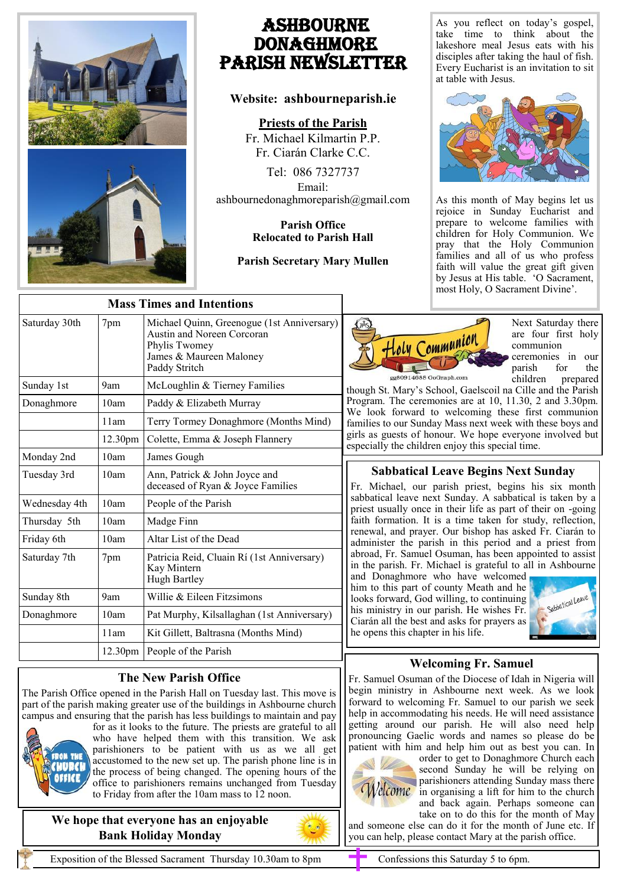# ASHBOURNE DONAGHMORE PARISH NEWSLETTER

**Website: ashbourneparish.ie**

**Priests of the Parish**

Fr. Michael Kilmartin P.P.
Fr. Ciarán Clarke C.C.

Tel: 086 7327737

Email:
ashbournedonaghmoreparish@gmail.com

**Parish Office**
**Relocated to Parish Hall**

**Parish Secretary Mary Mullen**

As you reflect on today's gospel, take time to think about the lakeshore meal Jesus eats with his disciples after taking the haul of fish. Every Eucharist is an invitation to sit at table with Jesus.

As this month of May begins let us rejoice in Sunday Eucharist and prepare to welcome families with children for Holy Communion. We pray that the Holy Communion families and all of us who profess faith will value the great gift given by Jesus at His table. 'O Sacrament, most Holy, O Sacrament Divine'.

## Mass Times and Intentions

| Day | Time | Intention |
|---|---|---|
| Saturday 30th | 7pm | Michael Quinn, Greenogue (1st Anniversary)<br>Austin and Noreen Corcoran<br>Phylis Twomey<br>James & Maureen Maloney<br>Paddy Stritch |
| Sunday 1st | 9am | McLoughlin & Tierney Families |
| Donaghmore | 10am | Paddy & Elizabeth Murray |
| | 11am | Terry Tormey Donaghmore (Months Mind) |
| | 12.30pm | Colette, Emma & Joseph Flannery |
| Monday 2nd | 10am | James Gough |
| Tuesday 3rd | 10am | Ann, Patrick & John Joyce and deceased of Ryan & Joyce Families |
| Wednesday 4th | 10am | People of the Parish |
| Thursday 5th | 10am | Madge Finn |
| Friday 6th | 10am | Altar List of the Dead |
| Saturday 7th | 7pm | Patricia Reid, Cluain Rí (1st Anniversary)<br>Kay Mintern<br>Hugh Bartley |
| Sunday 8th | 9am | Willie & Eileen Fitzsimons |
| Donaghmore | 10am | Pat Murphy, Kilsallaghan (1st Anniversary) |
| | 11am | Kit Gillett, Baltrasna (Months Mind) |
| | 12.30pm | People of the Parish |

## Holy Communion

Next Saturday there are four first holy communion ceremonies in our parish for the children prepared though St. Mary's School, Gaelscoil na Cille and the Parish Program. The ceremonies are at 10, 11.30, 2 and 3.30pm. We look forward to welcoming these first communion families to our Sunday Mass next week with these boys and girls as guests of honour. We hope everyone involved but especially the children enjoy this special time.

## Sabbatical Leave Begins Next Sunday

Fr. Michael, our parish priest, begins his six month sabbatical leave next Sunday. A sabbatical is taken by a priest usually once in their life as part of their on -going faith formation. It is a time taken for study, reflection, renewal, and prayer. Our bishop has asked Fr. Ciarán to administer the parish in this period and a priest from abroad, Fr. Samuel Osuman, has been appointed to assist in the parish. Fr. Michael is grateful to all in Ashbourne and Donaghmore who have welcomed him to this part of county Meath and he looks forward, God willing, to continuing his ministry in our parish. He wishes Fr. Ciarán all the best and asks for prayers as he opens this chapter in his life.

## The New Parish Office

The Parish Office opened in the Parish Hall on Tuesday last. This move is part of the parish making greater use of the buildings in Ashbourne church campus and ensuring that the parish has less buildings to maintain and pay for as it looks to the future. The priests are grateful to all who have helped them with this transition. We ask parishioners to be patient with us as we all get accustomed to the new set up. The parish phone line is in the process of being changed. The opening hours of the office to parishioners remains unchanged from Tuesday to Friday from after the 10am mass to 12 noon.

## Welcoming Fr. Samuel

Fr. Samuel Osuman of the Diocese of Idah in Nigeria will begin ministry in Ashbourne next week. As we look forward to welcoming Fr. Samuel to our parish we seek help in accommodating his needs. He will need assistance getting around our parish. He will also need help pronouncing Gaelic words and names so please do be patient with him and help him out as best you can. In order to get to Donaghmore Church each second Sunday he will be relying on parishioners attending Sunday mass there in organising a lift for him to the church and back again. Perhaps someone can take on to do this for the month of May and someone else can do it for the month of June etc. If you can help, please contact Mary at the parish office.

**We hope that everyone has an enjoyable Bank Holiday Monday**

Exposition of the Blessed Sacrament Thursday 10.30am to 8pm

Confessions this Saturday 5 to 6pm.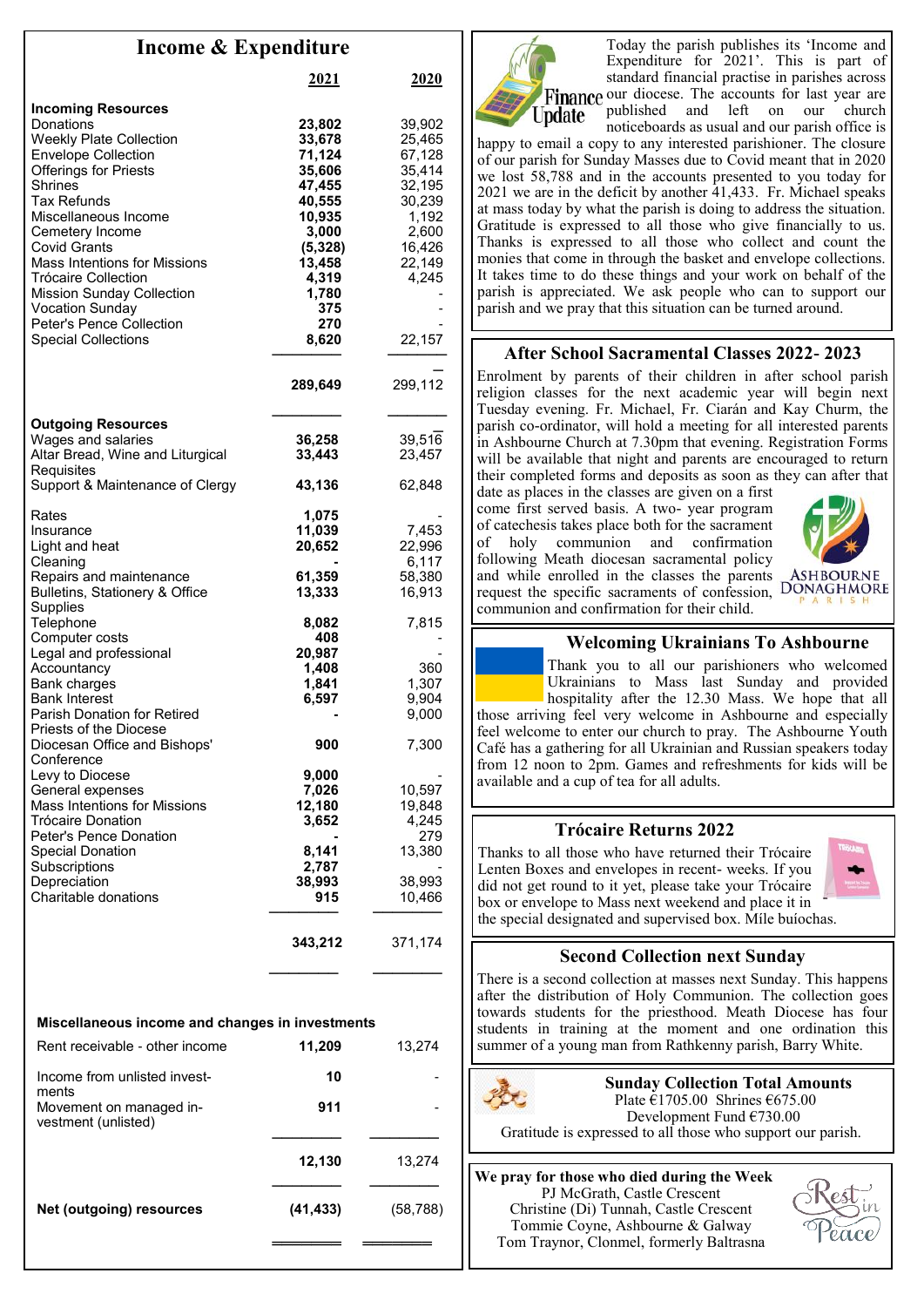## Income & Expenditure

| | 2021 | 2020 |
|---|---|---|
| **Incoming Resources** | | |
| Donations | **23,802** | 39,902 |
| Weekly Plate Collection | **33,678** | 25,465 |
| Envelope Collection | **71,124** | 67,128 |
| Offerings for Priests | **35,606** | 35,414 |
| Shrines | **47,455** | 32,195 |
| Tax Refunds | **40,555** | 30,239 |
| Miscellaneous Income | **10,935** | 1,192 |
| Cemetery Income | **3,000** | 2,600 |
| Covid Grants | **(5,328)** | 16,426 |
| Mass Intentions for Missions | **13,458** | 22,149 |
| Trócaire Collection | **4,319** | 4,245 |
| Mission Sunday Collection | **1,780** | - |
| Vocation Sunday | **375** | - |
| Peter's Pence Collection | **270** | - |
| Special Collections | **8,620** | 22,157 |
| | **289,649** | 299,112 |
| **Outgoing Resources** | | |
| Wages and salaries | **36,258** | 39,516 |
| Altar Bread, Wine and Liturgical Requisites | **33,443** | 23,457 |
| Support & Maintenance of Clergy | **43,136** | 62,848 |
| Rates | **1,075** | - |
| Insurance | **11,039** | 7,453 |
| Light and heat | **20,652** | 22,996 |
| Cleaning | **-** | 6,117 |
| Repairs and maintenance | **61,359** | 58,380 |
| Bulletins, Stationery & Office Supplies | **13,333** | 16,913 |
| Telephone | **8,082** | 7,815 |
| Computer costs | **408** | - |
| Legal and professional | **20,987** | - |
| Accountancy | **1,408** | 360 |
| Bank charges | **1,841** | 1,307 |
| Bank Interest | **6,597** | 9,904 |
| Parish Donation for Retired Priests of the Diocese | **-** | 9,000 |
| Diocesan Office and Bishops' Conference | **900** | 7,300 |
| Levy to Diocese | **9,000** | - |
| General expenses | **7,026** | 10,597 |
| Mass Intentions for Missions | **12,180** | 19,848 |
| Trócaire Donation | **3,652** | 4,245 |
| Peter's Pence Donation | **-** | 279 |
| Special Donation | **8,141** | 13,380 |
| Subscriptions | **2,787** | - |
| Depreciation | **38,993** | 38,993 |
| Charitable donations | **915** | 10,466 |
| | **343,212** | 371,174 |
| **Miscellaneous income and changes in investments** | | |
| Rent receivable - other income | **11,209** | 13,274 |
| Income from unlisted investments | **10** | - |
| Movement on managed investment (unlisted) | **911** | - |
| | **12,130** | 13,274 |
| **Net (outgoing) resources** | **(41,433)** | (58,788) |

## Finance Update

Today the parish publishes its 'Income and Expenditure for 2021'. This is part of standard financial practise in parishes across our diocese. The accounts for last year are published and left on our church noticeboards as usual and our parish office is happy to email a copy to any interested parishioner. The closure of our parish for Sunday Masses due to Covid meant that in 2020 we lost 58,788 and in the accounts presented to you today for 2021 we are in the deficit by another 41,433. Fr. Michael speaks at mass today by what the parish is doing to address the situation. Gratitude is expressed to all those who give financially to us. Thanks is expressed to all those who collect and count the monies that come in through the basket and envelope collections. It takes time to do these things and your work on behalf of the parish is appreciated. We ask people who can to support our parish and we pray that this situation can be turned around.

## After School Sacramental Classes 2022- 2023

Enrolment by parents of their children in after school parish religion classes for the next academic year will begin next Tuesday evening. Fr. Michael, Fr. Ciarán and Kay Churm, the parish co-ordinator, will hold a meeting for all interested parents in Ashbourne Church at 7.30pm that evening. Registration Forms will be available that night and parents are encouraged to return their completed forms and deposits as soon as they can after that date as places in the classes are given on a first come first served basis. A two- year program of catechesis takes place both for the sacrament of holy communion and confirmation following Meath diocesan sacramental policy and while enrolled in the classes the parents request the specific sacraments of confession, communion and confirmation for their child.

## Welcoming Ukrainians To Ashbourne

Thank you to all our parishioners who welcomed Ukrainians to Mass last Sunday and provided hospitality after the 12.30 Mass. We hope that all those arriving feel very welcome in Ashbourne and especially feel welcome to enter our church to pray. The Ashbourne Youth Café has a gathering for all Ukrainian and Russian speakers today from 12 noon to 2pm. Games and refreshments for kids will be available and a cup of tea for all adults.

## Trócaire Returns 2022

Thanks to all those who have returned their Trócaire Lenten Boxes and envelopes in recent- weeks. If you did not get round to it yet, please take your Trócaire box or envelope to Mass next weekend and place it in the special designated and supervised box. Míle buíochas.

## Second Collection next Sunday

There is a second collection at masses next Sunday. This happens after the distribution of Holy Communion. The collection goes towards students for the priesthood. Meath Diocese has four students in training at the moment and one ordination this summer of a young man from Rathkenny parish, Barry White.

## Sunday Collection Total Amounts

Plate €1705.00 Shrines €675.00
Development Fund €730.00
Gratitude is expressed to all those who support our parish.

**We pray for those who died during the Week**

PJ McGrath, Castle Crescent
Christine (Di) Tunnah, Castle Crescent
Tommie Coyne, Ashbourne & Galway
Tom Traynor, Clonmel, formerly Baltrasna